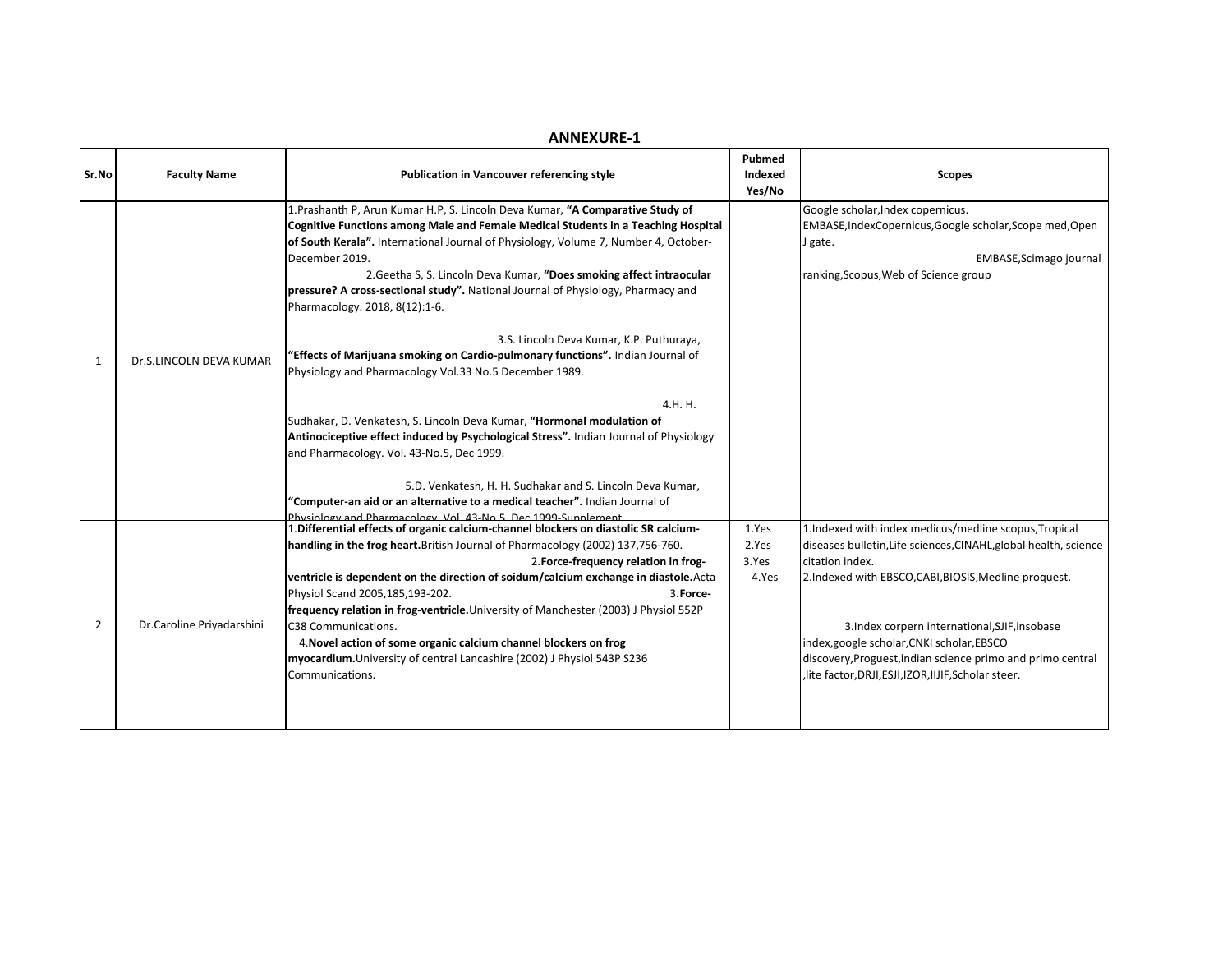# ANNEXURE-1

| Sr.No | Faculty Name | Publication in Vancouver referencing style | Pubmed Indexed Yes/No | Scopes |
|---|---|---|---|---|
| 1 | Dr.S.LINCOLN DEVA KUMAR | 1.Prashanth P, Arun Kumar H.P, S. Lincoln Deva Kumar, **"A Comparative Study of Cognitive Functions among Male and Female Medical Students in a Teaching Hospital of South Kerala".** International Journal of Physiology, Volume 7, Number 4, October-December 2019. 2.Geetha S, S. Lincoln Deva Kumar, **"Does smoking affect intraocular pressure? A cross-sectional study".** National Journal of Physiology, Pharmacy and Pharmacology. 2018, 8(12):1-6. 3.S. Lincoln Deva Kumar, K.P. Puthuraya, **"Effects of Marijuana smoking on Cardio-pulmonary functions".** Indian Journal of Physiology and Pharmacology Vol.33 No.5 December 1989. 4.H. H. Sudhakar, D. Venkatesh, S. Lincoln Deva Kumar, **"Hormonal modulation of Antinociceptive effect induced by Psychological Stress".** Indian Journal of Physiology and Pharmacology. Vol. 43-No.5, Dec 1999. 5.D. Venkatesh, H. H. Sudhakar and S. Lincoln Deva Kumar, **"Computer-an aid or an alternative to a medical teacher".** Indian Journal of Physiology and Pharmacology. Vol. 43-No.5, Dec 1999-Supplement | | Google scholar,Index copernicus. EMBASE,IndexCopernicus,Google scholar,Scope med,Open J gate. EMBASE,Scimago journal ranking,Scopus,Web of Science group |
| 2 | Dr.Caroline Priyadarshini | 1.**Differential effects of organic calcium-channel blockers on diastolic SR calcium-handling in the frog heart.** British Journal of Pharmacology (2002) 137,756-760. 2.**Force-frequency relation in frog-ventricle is dependent on the direction of soidum/calcium exchange in diastole.** Acta Physiol Scand 2005,185,193-202. 3.**Force-frequency relation in frog-ventricle.** University of Manchester (2003) J Physiol 552P C38 Communications. 4.**Novel action of some organic calcium channel blockers on frog myocardium.** University of central Lancashire (2002) J Physiol 543P S236 Communications. | 1.Yes 2.Yes 3.Yes 4.Yes | 1.Indexed with index medicus/medline scopus,Tropical diseases bulletin,Life sciences,CINAHL,global health, science citation index. 2.Indexed with EBSCO,CABI,BIOSIS,Medline proquest. 3.Index corpern international,SJIF,insobase index,google scholar,CNKI scholar,EBSCO discovery,Proguest,indian science primo and primo central ,lite factor,DRJI,ESJI,IZOR,IIJIF,Scholar steer. |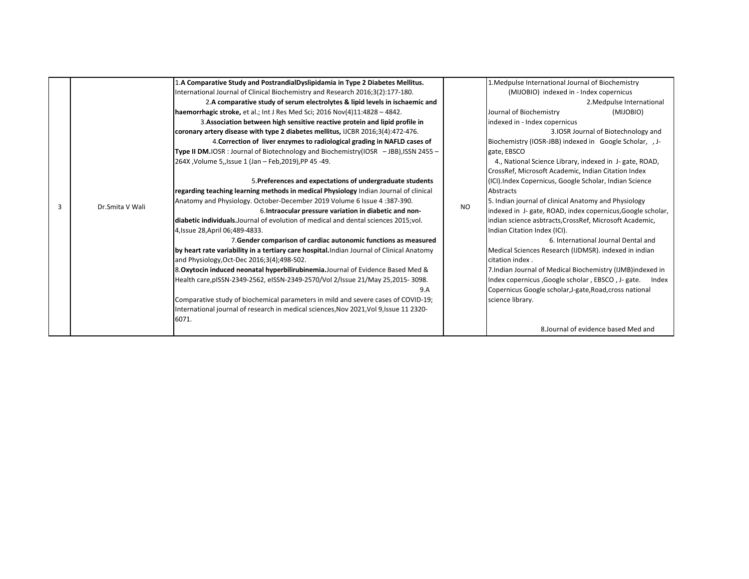| 3 | Dr.Smita V Wali | 1.**A Comparative Study and PostrandialDyslipidamia in Type 2 Diabetes Mellitus.** International Journal of Clinical Biochemistry and Research 2016;3(2):177-180.<br>2.**A comparative study of serum electrolytes & lipid levels in ischaemic and haemorrhagic stroke,** et al.; Int J Res Med Sci; 2016 Nov(4)11:4828 – 4842.<br>3.**Association between high sensitive reactive protein and lipid profile in coronary artery disease with type 2 diabetes mellitus,** IJCBR 2016;3(4):472-476.<br>4.**Correction of liver enzymes to radiological grading in NAFLD cases of Type II DM.**IOSR : Journal of Biotechnology and Biochemistry(IOSR – JBB),ISSN 2455 – 264X ,Volume 5,,Issue 1 (Jan – Feb,2019),PP 45 -49.<br><br>5.**Preferences and expectations of undergraduate students regarding teaching learning methods in medical Physiology** Indian Journal of clinical Anatomy and Physiology. October-December 2019 Volume 6 Issue 4 :387-390.<br>6.**Intraocular pressure variation in diabetic and non-diabetic individuals.**Journal of evolution of medical and dental sciences 2015;vol. 4,Issue 28,April 06;489-4833.<br>7.**Gender comparison of cardiac autonomic functions as measured by heart rate variability in a tertiary care hospital.**Indian Journal of Clinical Anatomy and Physiology,Oct-Dec 2016;3(4);498-502.<br>8.**Oxytocin induced neonatal hyperbilirubinemia.**Journal of Evidence Based Med & Health care,pISSN-2349-2562, eISSN-2349-2570/Vol 2/Issue 21/May 25,2015- 3098.<br>9.A Comparative study of biochemical parameters in mild and severe cases of COVID-19; International journal of research in medical sciences,Nov 2021,Vol 9,Issue 11 2320-6071. | NO | 1.Medpulse International Journal of Biochemistry (MIJOBIO) indexed in - Index copernicus<br>2.Medpulse International Journal of Biochemistry (MIJOBIO) indexed in - Index copernicus<br>3.IOSR Journal of Biotechnology and Biochemistry (IOSR-JBB) indexed in Google Scholar, , J-gate, EBSCO<br>4., National Science Library, indexed in J- gate, ROAD, CrossRef, Microsoft Academic, Indian Citation Index (ICI).Index Copernicus, Google Scholar, Indian Science Abstracts<br>5. Indian journal of clinical Anatomy and Physiology indexed in J- gate, ROAD, index copernicus,Google scholar, indian science asbtracts,CrossRef, Microsoft Academic, Indian Citation Index (ICI).<br>6. International Journal Dental and Medical Sciences Research (IJDMSR). indexed in indian citation index .<br>7.Indian Journal of Medical Biochemistry (IJMB)indexed in Index copernicus ,Google scholar , EBSCO , J- gate. Index Copernicus Google scholar,J-gate,Road,cross national science library.<br><br>8.Journal of evidence based Med and |
|---|---|---|---|---|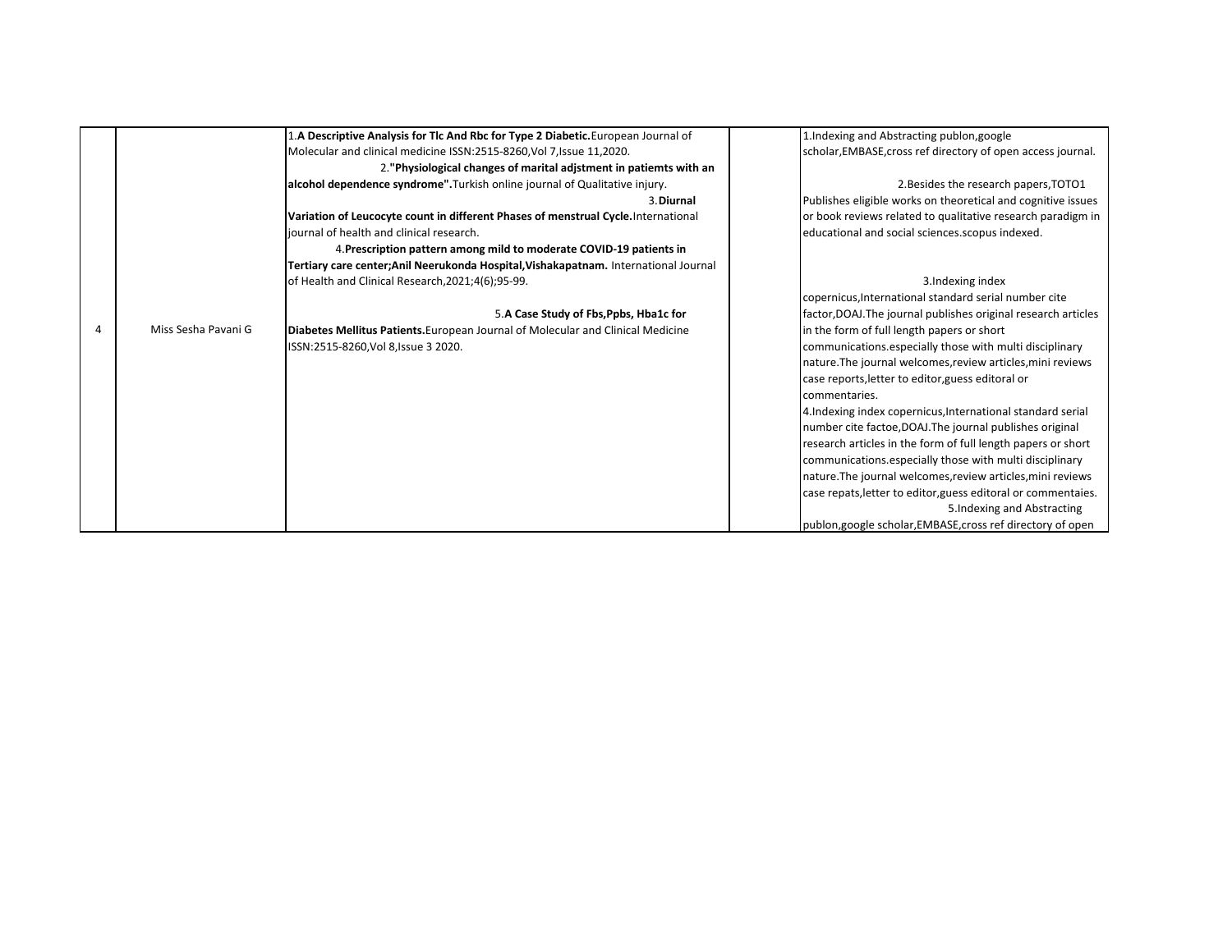| | | | | |
|---|---|---|---|---|
| 4 | Miss Sesha Pavani G | 1.**A Descriptive Analysis for Tlc And Rbc for Type 2 Diabetic.**European Journal of Molecular and clinical medicine ISSN:2515-8260,Vol 7,Issue 11,2020.<br>2.**"Physiological changes of marital adjstment in patiemts with an alcohol dependence syndrome".**Turkish online journal of Qualitative injury.<br>3.**Diurnal Variation of Leucocyte count in different Phases of menstrual Cycle.**International journal of health and clinical research.<br>4.**Prescription pattern among mild to moderate COVID-19 patients in Tertiary care center;Anil Neerukonda Hospital,Vishakapatnam.** International Journal of Health and Clinical Research,2021;4(6);95-99.<br>5.**A Case Study of Fbs,Ppbs, Hba1c for Diabetes Mellitus Patients.**European Journal of Molecular and Clinical Medicine ISSN:2515-8260,Vol 8,Issue 3 2020. | | 1.Indexing and Abstracting publon,google scholar,EMBASE,cross ref directory of open access journal.<br>2.Besides the research papers,TOTO1 Publishes eligible works on theoretical and cognitive issues or book reviews related to qualitative research paradigm in educational and social sciences.scopus indexed.<br>3.Indexing index copernicus,International standard serial number cite factor,DOAJ.The journal publishes original research articles in the form of full length papers or short communications.especially those with multi disciplinary nature.The journal welcomes,review articles,mini reviews case reports,letter to editor,guess editoral or commentaries.<br>4.Indexing index copernicus,International standard serial number cite factoe,DOAJ.The journal publishes original research articles in the form of full length papers or short communications.especially those with multi disciplinary nature.The journal welcomes,review articles,mini reviews case repats,letter to editor,guess editoral or commentaies.<br>5.Indexing and Abstracting publon,google scholar,EMBASE,cross ref directory of open |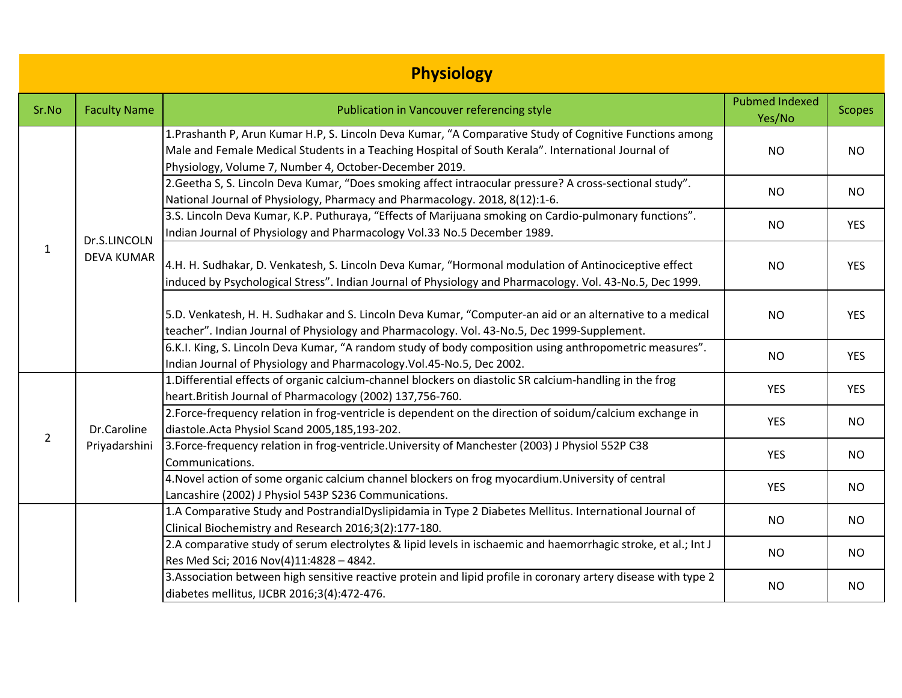# Physiology

| Sr.No | Faculty Name | Publication in Vancouver referencing style | Pubmed Indexed Yes/No | Scopes |
|---|---|---|---|---|
| 1 | Dr.S.LINCOLN DEVA KUMAR | 1.Prashanth P, Arun Kumar H.P, S. Lincoln Deva Kumar, "A Comparative Study of Cognitive Functions among Male and Female Medical Students in a Teaching Hospital of South Kerala". International Journal of Physiology, Volume 7, Number 4, October-December 2019. | NO | NO |
| | | 2.Geetha S, S. Lincoln Deva Kumar, "Does smoking affect intraocular pressure? A cross-sectional study". National Journal of Physiology, Pharmacy and Pharmacology. 2018, 8(12):1-6. | NO | NO |
| | | 3.S. Lincoln Deva Kumar, K.P. Puthuraya, "Effects of Marijuana smoking on Cardio-pulmonary functions". Indian Journal of Physiology and Pharmacology Vol.33 No.5 December 1989. | NO | YES |
| | | 4.H. H. Sudhakar, D. Venkatesh, S. Lincoln Deva Kumar, "Hormonal modulation of Antinociceptive effect induced by Psychological Stress". Indian Journal of Physiology and Pharmacology. Vol. 43-No.5, Dec 1999. | NO | YES |
| | | 5.D. Venkatesh, H. H. Sudhakar and S. Lincoln Deva Kumar, "Computer-an aid or an alternative to a medical teacher". Indian Journal of Physiology and Pharmacology. Vol. 43-No.5, Dec 1999-Supplement. | NO | YES |
| | | 6.K.I. King, S. Lincoln Deva Kumar, "A random study of body composition using anthropometric measures". Indian Journal of Physiology and Pharmacology.Vol.45-No.5, Dec 2002. | NO | YES |
| 2 | Dr.Caroline Priyadarshini | 1.Differential effects of organic calcium-channel blockers on diastolic SR calcium-handling in the frog heart.British Journal of Pharmacology (2002) 137,756-760. | YES | YES |
| | | 2.Force-frequency relation in frog-ventricle is dependent on the direction of soidum/calcium exchange in diastole.Acta Physiol Scand 2005,185,193-202. | YES | NO |
| | | 3.Force-frequency relation in frog-ventricle.University of Manchester (2003) J Physiol 552P C38 Communications. | YES | NO |
| | | 4.Novel action of some organic calcium channel blockers on frog myocardium.University of central Lancashire (2002) J Physiol 543P S236 Communications. | YES | NO |
| | | 1.A Comparative Study and PostrandialDyslipidamia in Type 2 Diabetes Mellitus. International Journal of Clinical Biochemistry and Research 2016;3(2):177-180. | NO | NO |
| | | 2.A comparative study of serum electrolytes & lipid levels in ischaemic and haemorrhagic stroke, et al.; Int J Res Med Sci; 2016 Nov(4)11:4828 – 4842. | NO | NO |
| | | 3.Association between high sensitive reactive protein and lipid profile in coronary artery disease with type 2 diabetes mellitus, IJCBR 2016;3(4):472-476. | NO | NO |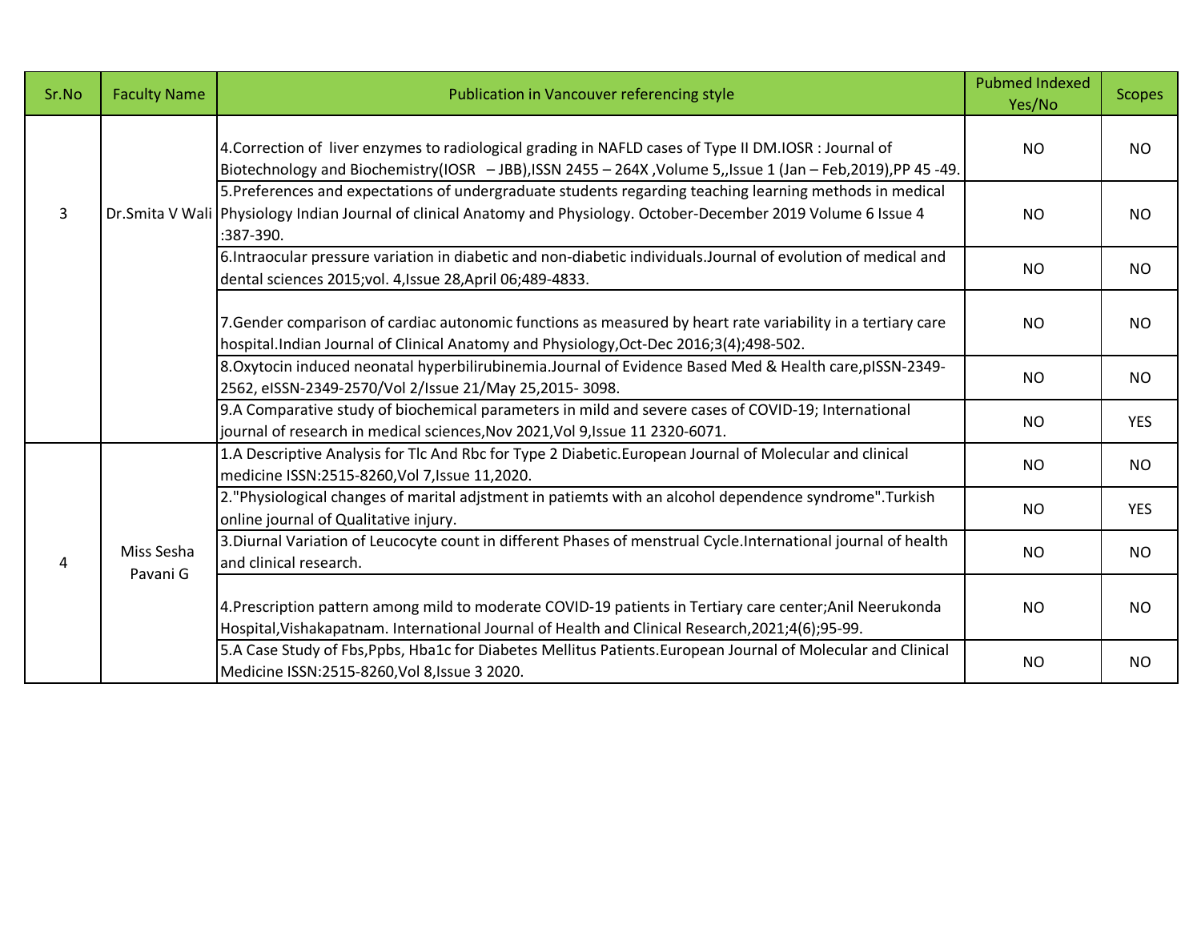| Sr.No | Faculty Name | Publication in Vancouver referencing style | Pubmed Indexed Yes/No | Scopes |
|---|---|---|---|---|
| 3 | Dr.Smita V Wali | 4.Correction of liver enzymes to radiological grading in NAFLD cases of Type II DM.IOSR : Journal of Biotechnology and Biochemistry(IOSR – JBB),ISSN 2455 – 264X ,Volume 5,,Issue 1 (Jan – Feb,2019),PP 45 -49. | NO | NO |
| | | 5.Preferences and expectations of undergraduate students regarding teaching learning methods in medical Physiology Indian Journal of clinical Anatomy and Physiology. October-December 2019 Volume 6 Issue 4 :387-390. | NO | NO |
| | | 6.Intraocular pressure variation in diabetic and non-diabetic individuals.Journal of evolution of medical and dental sciences 2015;vol. 4,Issue 28,April 06;489-4833. | NO | NO |
| | | 7.Gender comparison of cardiac autonomic functions as measured by heart rate variability in a tertiary care hospital.Indian Journal of Clinical Anatomy and Physiology,Oct-Dec 2016;3(4);498-502. | NO | NO |
| | | 8.Oxytocin induced neonatal hyperbilirubinemia.Journal of Evidence Based Med & Health care,pISSN-2349-2562, eISSN-2349-2570/Vol 2/Issue 21/May 25,2015- 3098. | NO | NO |
| | | 9.A Comparative study of biochemical parameters in mild and severe cases of COVID-19; International journal of research in medical sciences,Nov 2021,Vol 9,Issue 11 2320-6071. | NO | YES |
| 4 | Miss Sesha Pavani G | 1.A Descriptive Analysis for Tlc And Rbc for Type 2 Diabetic.European Journal of Molecular and clinical medicine ISSN:2515-8260,Vol 7,Issue 11,2020. | NO | NO |
| | | 2."Physiological changes of marital adjstment in patiemts with an alcohol dependence syndrome".Turkish online journal of Qualitative injury. | NO | YES |
| | | 3.Diurnal Variation of Leucocyte count in different Phases of menstrual Cycle.International journal of health and clinical research. | NO | NO |
| | | 4.Prescription pattern among mild to moderate COVID-19 patients in Tertiary care center;Anil Neerukonda Hospital,Vishakapatnam. International Journal of Health and Clinical Research,2021;4(6);95-99. | NO | NO |
| | | 5.A Case Study of Fbs,Ppbs, Hba1c for Diabetes Mellitus Patients.European Journal of Molecular and Clinical Medicine ISSN:2515-8260,Vol 8,Issue 3 2020. | NO | NO |